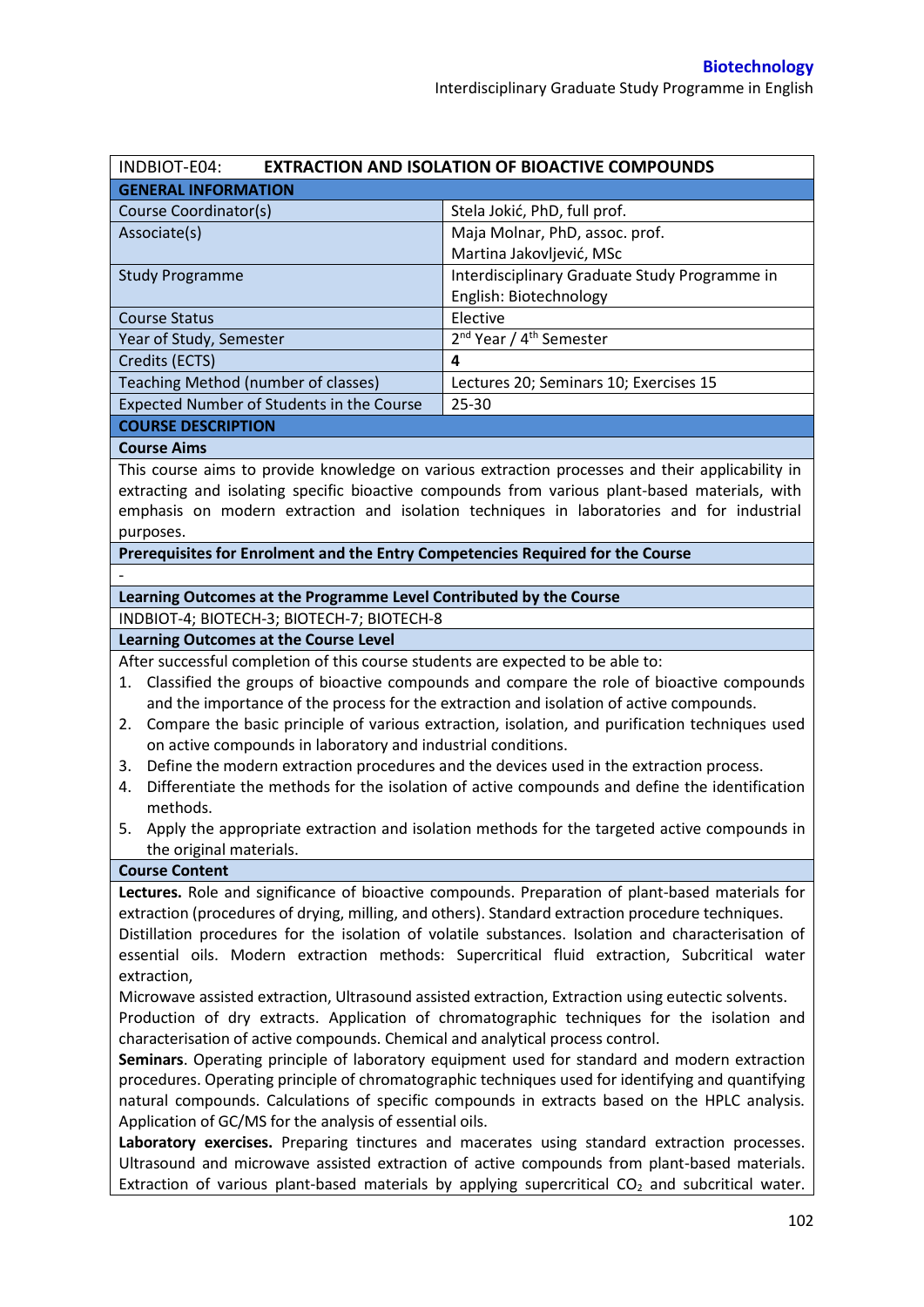# INDBIOT-E04: EXTRACTION AND ISOLATION OF BIOACTIVE COMPOUNDS

| GENERAL INFORMATION | |
|---|---|
| Course Coordinator(s) | Stela Jokić, PhD, full prof. |
| Associate(s) | Maja Molnar, PhD, assoc. prof.<br>Martina Jakovljević, MSc |
| Study Programme | Interdisciplinary Graduate Study Programme in English: Biotechnology |
| Course Status | Elective |
| Year of Study, Semester | 2nd Year / 4th Semester |
| Credits (ECTS) | **4** |
| Teaching Method (number of classes) | Lectures 20; Seminars 10; Exercises 15 |
| Expected Number of Students in the Course | 25-30 |

## COURSE DESCRIPTION

### Course Aims

This course aims to provide knowledge on various extraction processes and their applicability in extracting and isolating specific bioactive compounds from various plant-based materials, with emphasis on modern extraction and isolation techniques in laboratories and for industrial purposes.

### Prerequisites for Enrolment and the Entry Competencies Required for the Course

-

### Learning Outcomes at the Programme Level Contributed by the Course

INDBIOT-4; BIOTECH-3; BIOTECH-7; BIOTECH-8

### Learning Outcomes at the Course Level

After successful completion of this course students are expected to be able to:

1. Classified the groups of bioactive compounds and compare the role of bioactive compounds and the importance of the process for the extraction and isolation of active compounds.
2. Compare the basic principle of various extraction, isolation, and purification techniques used on active compounds in laboratory and industrial conditions.
3. Define the modern extraction procedures and the devices used in the extraction process.
4. Differentiate the methods for the isolation of active compounds and define the identification methods.
5. Apply the appropriate extraction and isolation methods for the targeted active compounds in the original materials.

### Course Content

**Lectures.** Role and significance of bioactive compounds. Preparation of plant-based materials for extraction (procedures of drying, milling, and others). Standard extraction procedure techniques. Distillation procedures for the isolation of volatile substances. Isolation and characterisation of essential oils. Modern extraction methods: Supercritical fluid extraction, Subcritical water extraction,

Microwave assisted extraction, Ultrasound assisted extraction, Extraction using eutectic solvents. Production of dry extracts. Application of chromatographic techniques for the isolation and characterisation of active compounds. Chemical and analytical process control.

**Seminars**. Operating principle of laboratory equipment used for standard and modern extraction procedures. Operating principle of chromatographic techniques used for identifying and quantifying natural compounds. Calculations of specific compounds in extracts based on the HPLC analysis. Application of GC/MS for the analysis of essential oils.

**Laboratory exercises.** Preparing tinctures and macerates using standard extraction processes. Ultrasound and microwave assisted extraction of active compounds from plant-based materials. Extraction of various plant-based materials by applying supercritical $CO_2$ and subcritical water.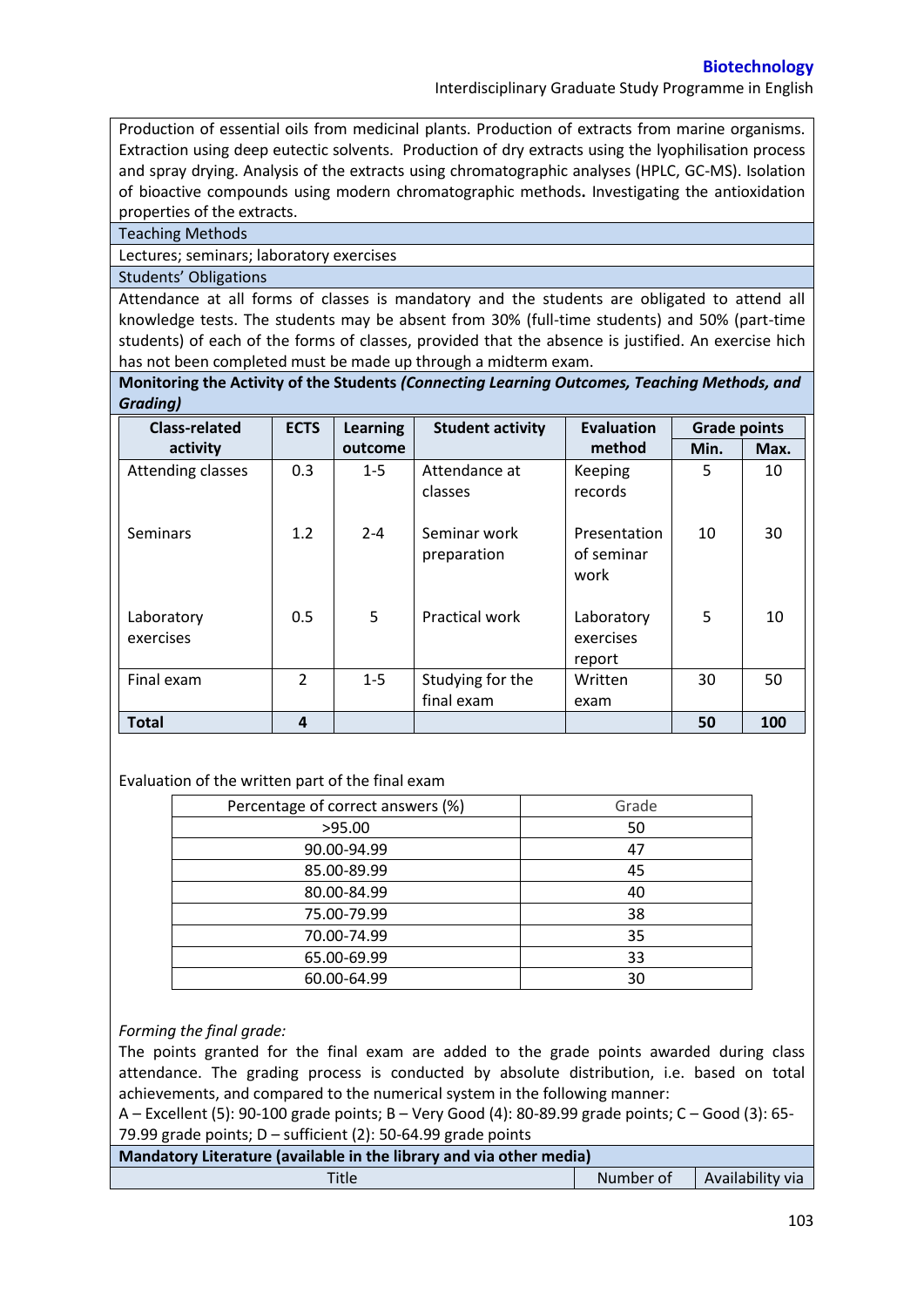Production of essential oils from medicinal plants. Production of extracts from marine organisms. Extraction using deep eutectic solvents. Production of dry extracts using the lyophilisation process and spray drying. Analysis of the extracts using chromatographic analyses (HPLC, GC-MS). Isolation of bioactive compounds using modern chromatographic methods**.** Investigating the antioxidation properties of the extracts.

**Teaching Methods**

Lectures; seminars; laboratory exercises

**Students' Obligations**

Attendance at all forms of classes is mandatory and the students are obligated to attend all knowledge tests. The students may be absent from 30% (full-time students) and 50% (part-time students) of each of the forms of classes, provided that the absence is justified. An exercise hich has not been completed must be made up through a midterm exam.

**Monitoring the Activity of the Students *(Connecting Learning Outcomes, Teaching Methods, and Grading)***

| Class-related activity | ECTS | Learning outcome | Student activity | Evaluation method | Grade points | |
|---|---|---|---|---|---|---|
| | | | | | Min. | Max. |
| Attending classes | 0.3 | 1-5 | Attendance at classes | Keeping records | 5 | 10 |
| Seminars | 1.2 | 2-4 | Seminar work preparation | Presentation of seminar work | 10 | 30 |
| Laboratory exercises | 0.5 | 5 | Practical work | Laboratory exercises report | 5 | 10 |
| Final exam | 2 | 1-5 | Studying for the final exam | Written exam | 30 | 50 |
| **Total** | **4** | | | | **50** | **100** |

Evaluation of the written part of the final exam

| Percentage of correct answers (%) | Grade |
|---|---|
| >95.00 | 50 |
| 90.00-94.99 | 47 |
| 85.00-89.99 | 45 |
| 80.00-84.99 | 40 |
| 75.00-79.99 | 38 |
| 70.00-74.99 | 35 |
| 65.00-69.99 | 33 |
| 60.00-64.99 | 30 |

*Forming the final grade:*

The points granted for the final exam are added to the grade points awarded during class attendance. The grading process is conducted by absolute distribution, i.e. based on total achievements, and compared to the numerical system in the following manner:

A – Excellent (5): 90-100 grade points; B – Very Good (4): 80-89.99 grade points; C – Good (3): 65-79.99 grade points; D – sufficient (2): 50-64.99 grade points

**Mandatory Literature (available in the library and via other media)**

| Title | Number of | Availability via |
|---|---|---|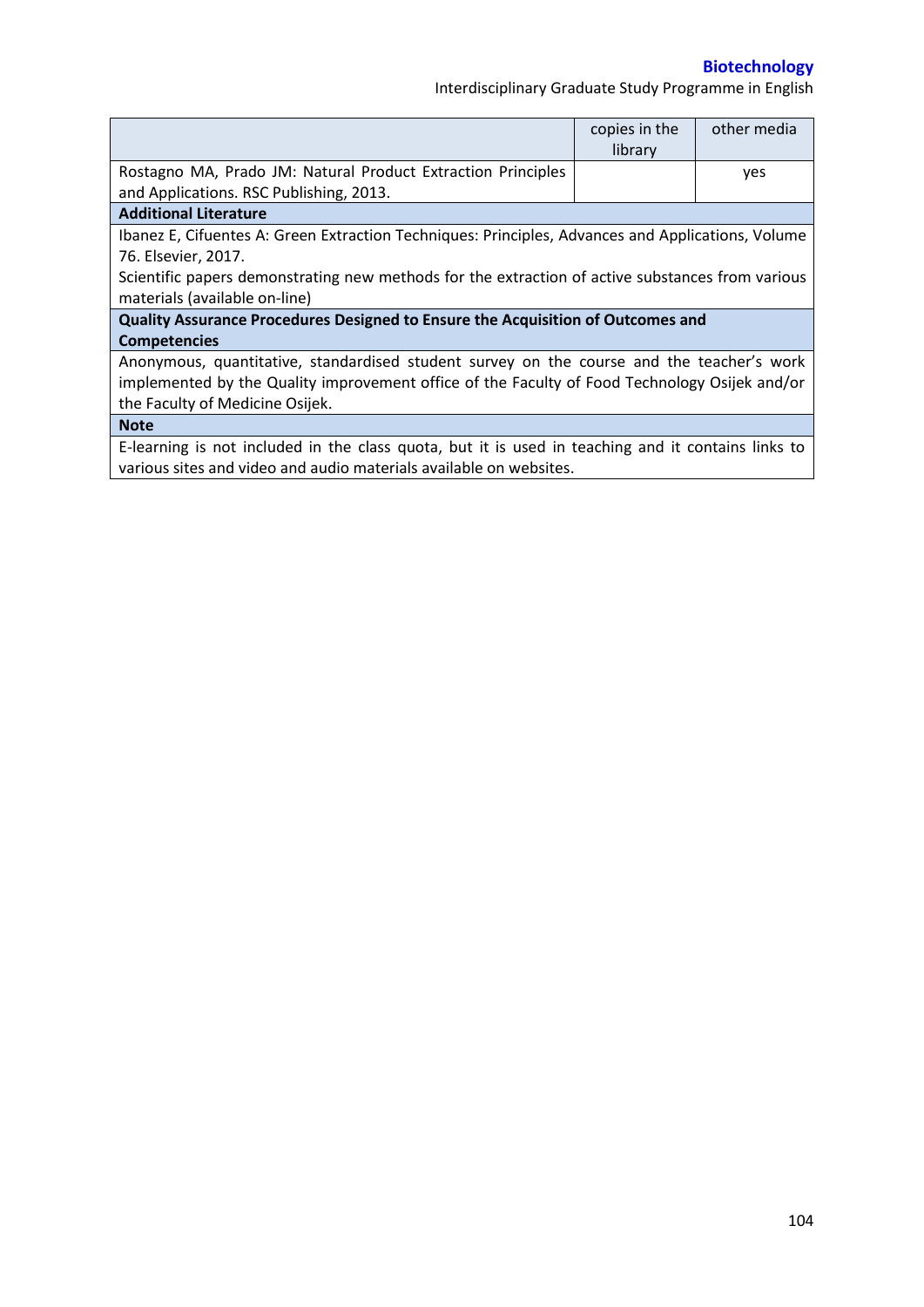| | copies in the library | other media |
|---|---|---|
| Rostagno MA, Prado JM: Natural Product Extraction Principles and Applications. RSC Publishing, 2013. | | yes |

**Additional Literature**

Ibanez E, Cifuentes A: Green Extraction Techniques: Principles, Advances and Applications, Volume 76. Elsevier, 2017.

Scientific papers demonstrating new methods for the extraction of active substances from various materials (available on-line)

**Quality Assurance Procedures Designed to Ensure the Acquisition of Outcomes and Competencies**

Anonymous, quantitative, standardised student survey on the course and the teacher's work implemented by the Quality improvement office of the Faculty of Food Technology Osijek and/or the Faculty of Medicine Osijek.

**Note**

E-learning is not included in the class quota, but it is used in teaching and it contains links to various sites and video and audio materials available on websites.